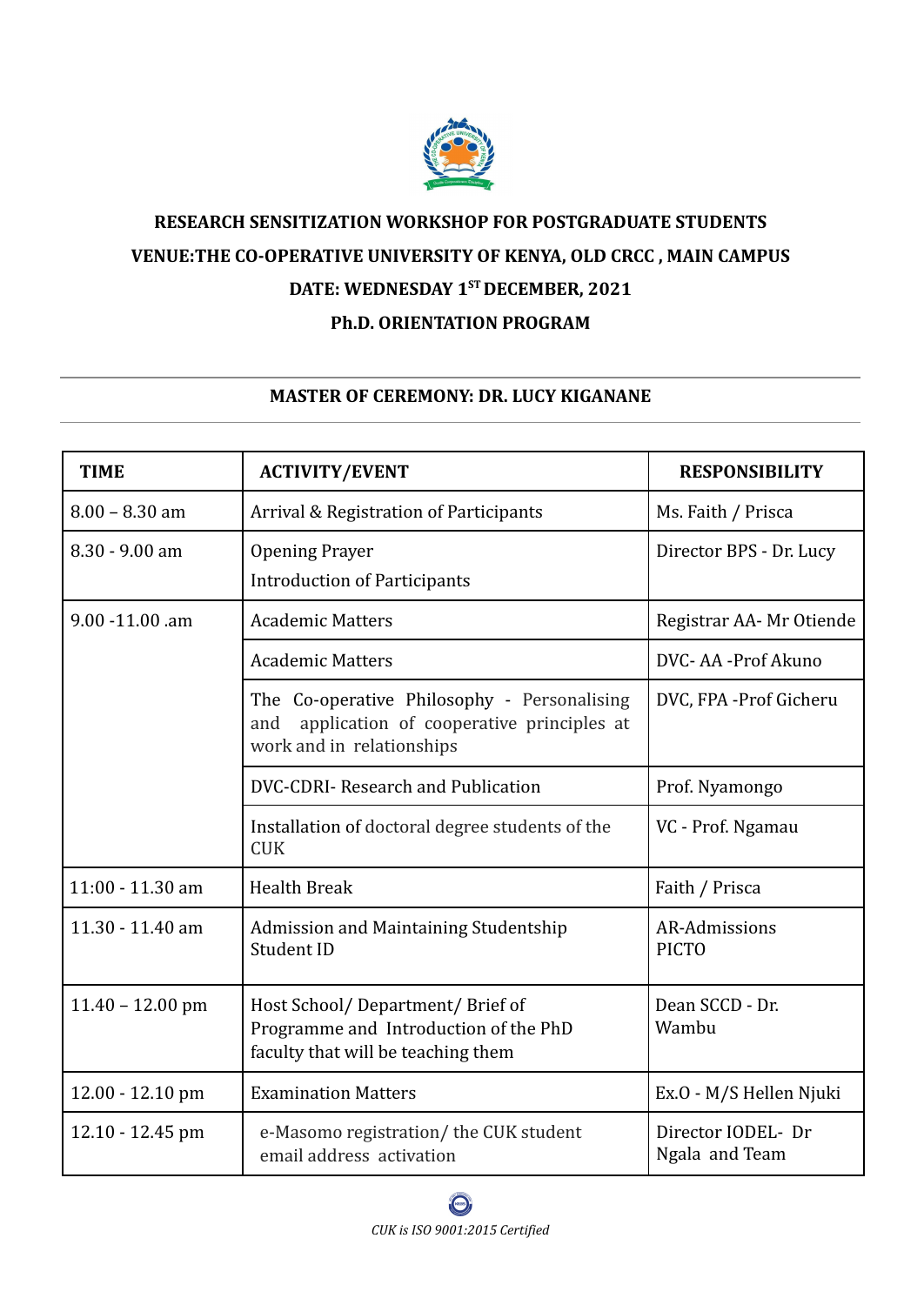**RESEARCH SENSITIZATION WORKSHOP FOR POSTGRADUATE STUDENTS**

**VENUE:THE CO-OPERATIVE UNIVERSITY OF KENYA, OLD CRCC , MAIN CAMPUS**

**DATE: WEDNESDAY 1ST DECEMBER, 2021**

**Ph.D. ORIENTATION PROGRAM**

---

**MASTER OF CEREMONY: DR. LUCY KIGANANE**

---

| TIME | ACTIVITY/EVENT | RESPONSIBILITY |
|---|---|---|
| 8.00 – 8.30 am | Arrival & Registration of Participants | Ms. Faith / Prisca |
| 8.30 - 9.00 am | Opening Prayer<br>Introduction of Participants | Director BPS - Dr. Lucy |
| 9.00 -11.00 .am | Academic Matters | Registrar AA- Mr Otiende |
| | Academic Matters | DVC- AA -Prof Akuno |
| | The Co-operative Philosophy - Personalising and application of cooperative principles at work and in relationships | DVC, FPA -Prof Gicheru |
| | DVC-CDRI- Research and Publication | Prof. Nyamongo |
| | Installation of doctoral degree students of the CUK | VC - Prof. Ngamau |
| 11:00 - 11.30 am | Health Break | Faith / Prisca |
| 11.30 - 11.40 am | Admission and Maintaining Studentship<br>Student ID | AR-Admissions<br>PICTO |
| 11.40 – 12.00 pm | Host School/ Department/ Brief of Programme and Introduction of the PhD faculty that will be teaching them | Dean SCCD - Dr. Wambu |
| 12.00 - 12.10 pm | Examination Matters | Ex.O - M/S Hellen Njuki |
| 12.10 - 12.45 pm | e-Masomo registration/ the CUK student email address activation | Director IODEL- Dr Ngala and Team |

*CUK is ISO 9001:2015 Certified*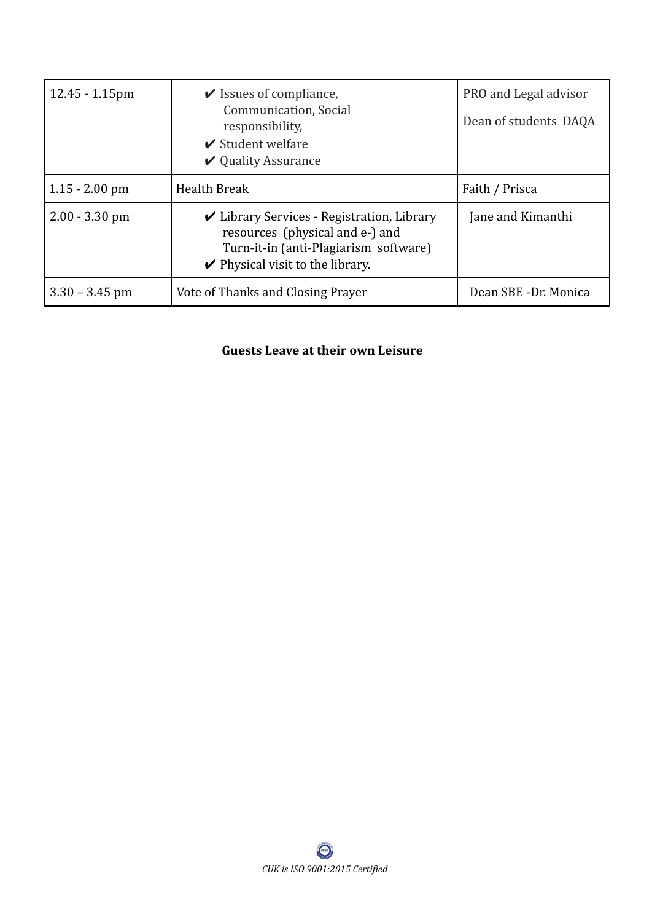| | | |
|---|---|---|
| 12.45 - 1.15pm | ✔ Issues of compliance, Communication, Social responsibility,<br>✔ Student welfare<br>✔ Quality Assurance | PRO and Legal advisor<br><br>Dean of students DAQA |
| 1.15 - 2.00 pm | Health Break | Faith / Prisca |
| 2.00 - 3.30 pm | ✔ Library Services - Registration, Library resources (physical and e-) and Turn-it-in (anti-Plagiarism software)<br>✔ Physical visit to the library. | Jane and Kimanthi |
| 3.30 – 3.45 pm | Vote of Thanks and Closing Prayer | Dean SBE -Dr. Monica |

**Guests Leave at their own Leisure**

*CUK is ISO 9001:2015 Certified*